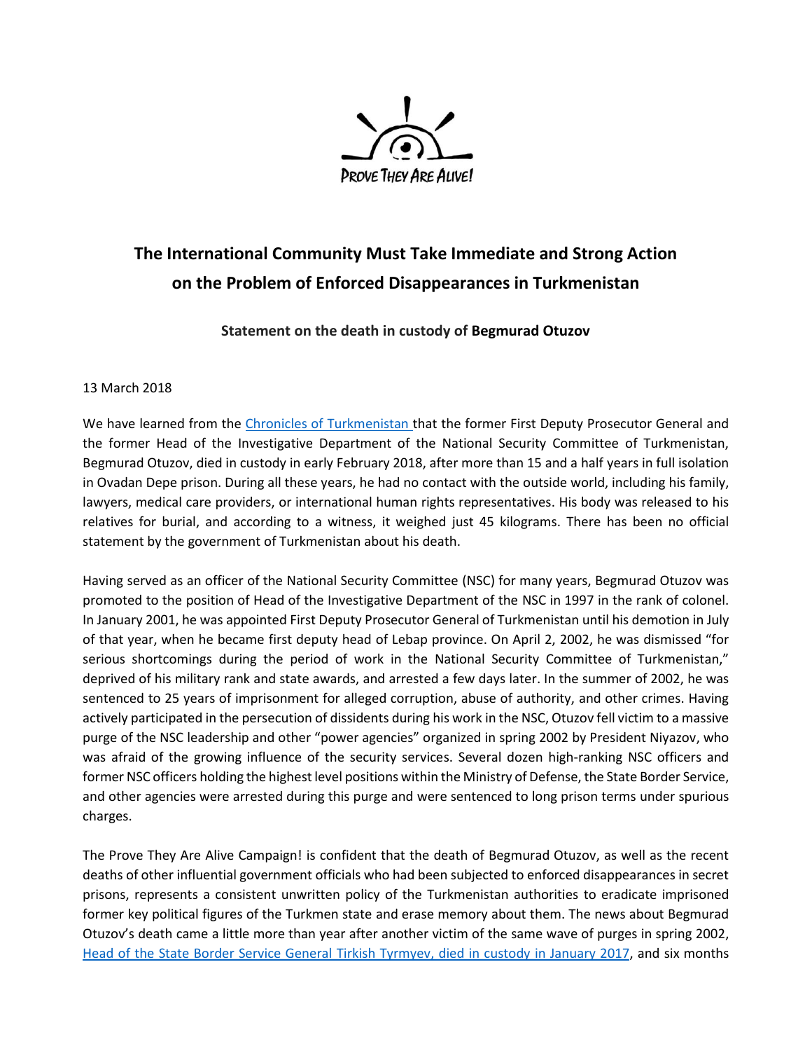PROVE THEY ARE ALIVE!

# The International Community Must Take Immediate and Strong Action on the Problem of Enforced Disappearances in Turkmenistan

### Statement on the death in custody of Begmurad Otuzov

13 March 2018

We have learned from the [Chronicles of Turkmenistan](#) that the former First Deputy Prosecutor General and the former Head of the Investigative Department of the National Security Committee of Turkmenistan, Begmurad Otuzov, died in custody in early February 2018, after more than 15 and a half years in full isolation in Ovadan Depe prison. During all these years, he had no contact with the outside world, including his family, lawyers, medical care providers, or international human rights representatives. His body was released to his relatives for burial, and according to a witness, it weighed just 45 kilograms. There has been no official statement by the government of Turkmenistan about his death.

Having served as an officer of the National Security Committee (NSC) for many years, Begmurad Otuzov was promoted to the position of Head of the Investigative Department of the NSC in 1997 in the rank of colonel. In January 2001, he was appointed First Deputy Prosecutor General of Turkmenistan until his demotion in July of that year, when he became first deputy head of Lebap province. On April 2, 2002, he was dismissed "for serious shortcomings during the period of work in the National Security Committee of Turkmenistan," deprived of his military rank and state awards, and arrested a few days later. In the summer of 2002, he was sentenced to 25 years of imprisonment for alleged corruption, abuse of authority, and other crimes. Having actively participated in the persecution of dissidents during his work in the NSC, Otuzov fell victim to a massive purge of the NSC leadership and other "power agencies" organized in spring 2002 by President Niyazov, who was afraid of the growing influence of the security services. Several dozen high-ranking NSC officers and former NSC officers holding the highest level positions within the Ministry of Defense, the State Border Service, and other agencies were arrested during this purge and were sentenced to long prison terms under spurious charges.

The Prove They Are Alive Campaign! is confident that the death of Begmurad Otuzov, as well as the recent deaths of other influential government officials who had been subjected to enforced disappearances in secret prisons, represents a consistent unwritten policy of the Turkmenistan authorities to eradicate imprisoned former key political figures of the Turkmen state and erase memory about them. The news about Begmurad Otuzov's death came a little more than year after another victim of the same wave of purges in spring 2002, [Head of the State Border Service General Tirkish Tyrmyev, died in custody in January 2017](#), and six months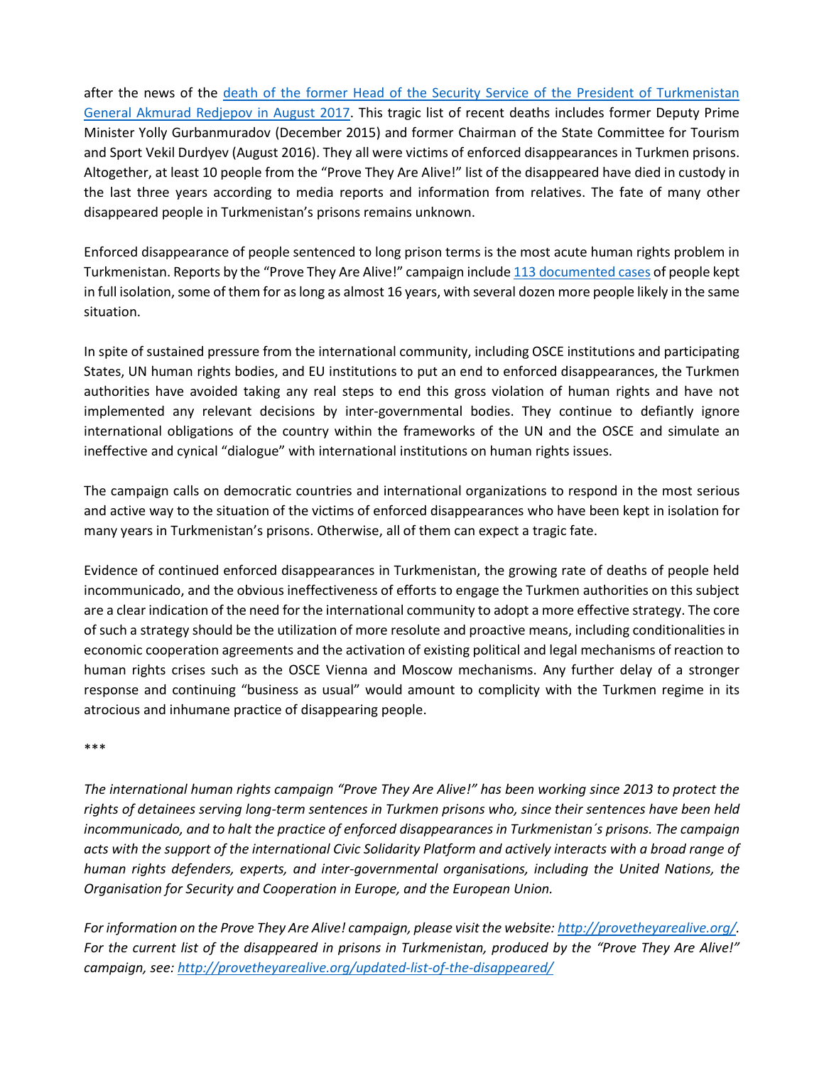after the news of the [death of the former Head of the Security Service of the President of Turkmenistan General Akmurad Redjepov in August 2017](). This tragic list of recent deaths includes former Deputy Prime Minister Yolly Gurbanmuradov (December 2015) and former Chairman of the State Committee for Tourism and Sport Vekil Durdyev (August 2016). They all were victims of enforced disappearances in Turkmen prisons. Altogether, at least 10 people from the "Prove They Are Alive!" list of the disappeared have died in custody in the last three years according to media reports and information from relatives. The fate of many other disappeared people in Turkmenistan's prisons remains unknown.

Enforced disappearance of people sentenced to long prison terms is the most acute human rights problem in Turkmenistan. Reports by the "Prove They Are Alive!" campaign include [113 documented cases]() of people kept in full isolation, some of them for as long as almost 16 years, with several dozen more people likely in the same situation.

In spite of sustained pressure from the international community, including OSCE institutions and participating States, UN human rights bodies, and EU institutions to put an end to enforced disappearances, the Turkmen authorities have avoided taking any real steps to end this gross violation of human rights and have not implemented any relevant decisions by inter-governmental bodies. They continue to defiantly ignore international obligations of the country within the frameworks of the UN and the OSCE and simulate an ineffective and cynical "dialogue" with international institutions on human rights issues.

The campaign calls on democratic countries and international organizations to respond in the most serious and active way to the situation of the victims of enforced disappearances who have been kept in isolation for many years in Turkmenistan's prisons. Otherwise, all of them can expect a tragic fate.

Evidence of continued enforced disappearances in Turkmenistan, the growing rate of deaths of people held incommunicado, and the obvious ineffectiveness of efforts to engage the Turkmen authorities on this subject are a clear indication of the need for the international community to adopt a more effective strategy. The core of such a strategy should be the utilization of more resolute and proactive means, including conditionalities in economic cooperation agreements and the activation of existing political and legal mechanisms of reaction to human rights crises such as the OSCE Vienna and Moscow mechanisms. Any further delay of a stronger response and continuing "business as usual" would amount to complicity with the Turkmen regime in its atrocious and inhumane practice of disappearing people.

***

*The international human rights campaign "Prove They Are Alive!" has been working since 2013 to protect the rights of detainees serving long-term sentences in Turkmen prisons who, since their sentences have been held incommunicado, and to halt the practice of enforced disappearances in Turkmenistan´s prisons. The campaign acts with the support of the international Civic Solidarity Platform and actively interacts with a broad range of human rights defenders, experts, and inter-governmental organisations, including the United Nations, the Organisation for Security and Cooperation in Europe, and the European Union.*

*For information on the Prove They Are Alive! campaign, please visit the website: [http://provetheyarealive.org/](http://provetheyarealive.org/). For the current list of the disappeared in prisons in Turkmenistan, produced by the "Prove They Are Alive!" campaign, see: [http://provetheyarealive.org/updated-list-of-the-disappeared/](http://provetheyarealive.org/updated-list-of-the-disappeared/)*